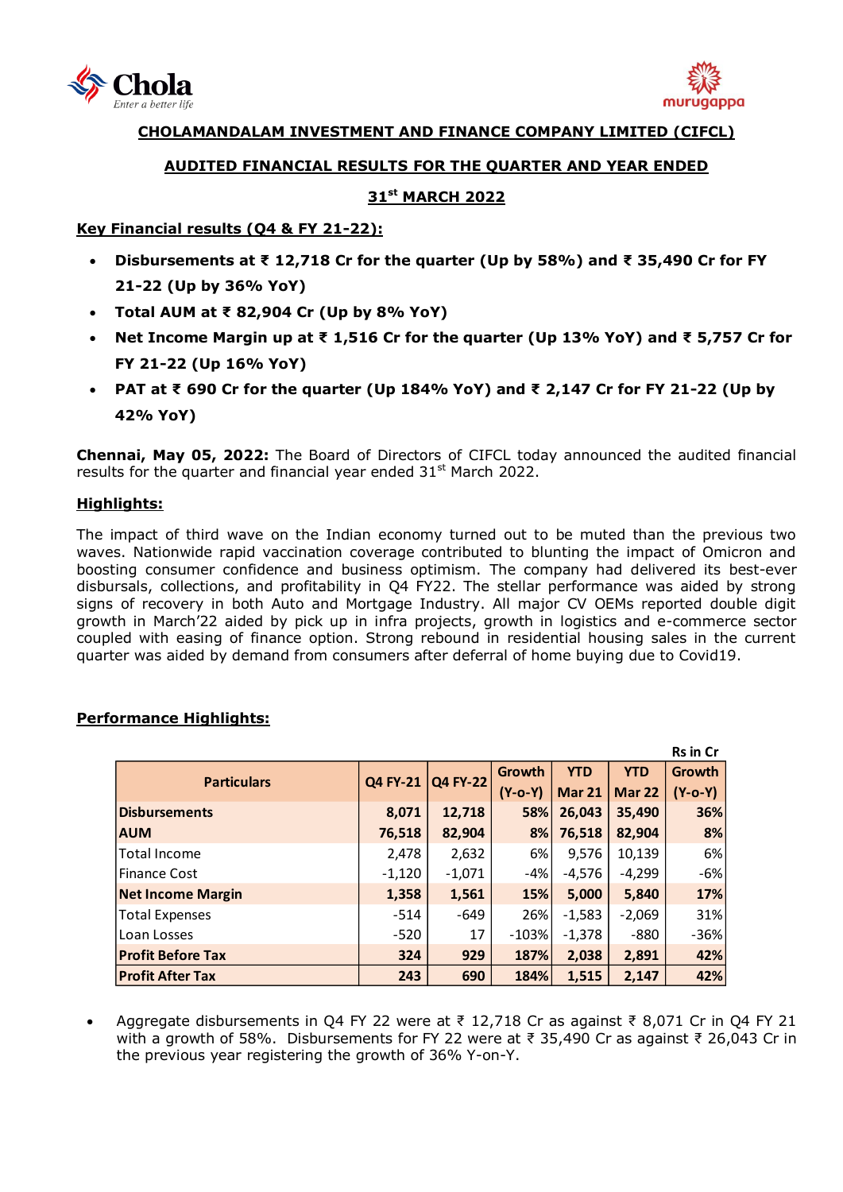**CHOLAMANDALAM INVESTMENT AND FINANCE COMPANY LIMITED (CIFCL)**

**AUDITED FINANCIAL RESULTS FOR THE QUARTER AND YEAR ENDED**

**31st MARCH 2022**

**Key Financial results (Q4 & FY 21-22):**

- **Disbursements at ₹ 12,718 Cr for the quarter (Up by 58%) and ₹ 35,490 Cr for FY 21-22 (Up by 36% YoY)**
- **Total AUM at ₹ 82,904 Cr (Up by 8% YoY)**
- **Net Income Margin up at ₹ 1,516 Cr for the quarter (Up 13% YoY) and ₹ 5,757 Cr for FY 21-22 (Up 16% YoY)**
- **PAT at ₹ 690 Cr for the quarter (Up 184% YoY) and ₹ 2,147 Cr for FY 21-22 (Up by 42% YoY)**

**Chennai, May 05, 2022:** The Board of Directors of CIFCL today announced the audited financial results for the quarter and financial year ended 31st March 2022.

**Highlights:**

The impact of third wave on the Indian economy turned out to be muted than the previous two waves. Nationwide rapid vaccination coverage contributed to blunting the impact of Omicron and boosting consumer confidence and business optimism. The company had delivered its best-ever disbursals, collections, and profitability in Q4 FY22. The stellar performance was aided by strong signs of recovery in both Auto and Mortgage Industry. All major CV OEMs reported double digit growth in March'22 aided by pick up in infra projects, growth in logistics and e-commerce sector coupled with easing of finance option. Strong rebound in residential housing sales in the current quarter was aided by demand from consumers after deferral of home buying due to Covid19.

**Performance Highlights:**

Rs in Cr

| Particulars | Q4 FY-21 | Q4 FY-22 | Growth (Y-o-Y) | YTD Mar 21 | YTD Mar 22 | Growth (Y-o-Y) |
|---|---|---|---|---|---|---|
| **Disbursements** | **8,071** | **12,718** | **58%** | **26,043** | **35,490** | **36%** |
| **AUM** | **76,518** | **82,904** | **8%** | **76,518** | **82,904** | **8%** |
| Total Income | 2,478 | 2,632 | 6% | 9,576 | 10,139 | 6% |
| Finance Cost | -1,120 | -1,071 | -4% | -4,576 | -4,299 | -6% |
| **Net Income Margin** | **1,358** | **1,561** | **15%** | **5,000** | **5,840** | **17%** |
| Total Expenses | -514 | -649 | 26% | -1,583 | -2,069 | 31% |
| Loan Losses | -520 | 17 | -103% | -1,378 | -880 | -36% |
| **Profit Before Tax** | **324** | **929** | **187%** | **2,038** | **2,891** | **42%** |
| **Profit After Tax** | **243** | **690** | **184%** | **1,515** | **2,147** | **42%** |

- Aggregate disbursements in Q4 FY 22 were at ₹ 12,718 Cr as against ₹ 8,071 Cr in Q4 FY 21 with a growth of 58%. Disbursements for FY 22 were at ₹ 35,490 Cr as against ₹ 26,043 Cr in the previous year registering the growth of 36% Y-on-Y.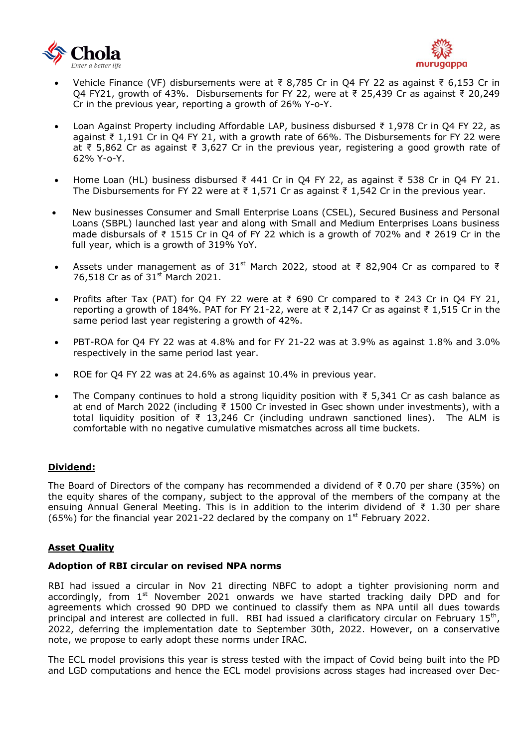- Vehicle Finance (VF) disbursements were at ₹ 8,785 Cr in Q4 FY 22 as against ₹ 6,153 Cr in Q4 FY21, growth of 43%. Disbursements for FY 22, were at ₹ 25,439 Cr as against ₹ 20,249 Cr in the previous year, reporting a growth of 26% Y-o-Y.

- Loan Against Property including Affordable LAP, business disbursed ₹ 1,978 Cr in Q4 FY 22, as against ₹ 1,191 Cr in Q4 FY 21, with a growth rate of 66%. The Disbursements for FY 22 were at ₹ 5,862 Cr as against ₹ 3,627 Cr in the previous year, registering a good growth rate of 62% Y-o-Y.

- Home Loan (HL) business disbursed ₹ 441 Cr in Q4 FY 22, as against ₹ 538 Cr in Q4 FY 21. The Disbursements for FY 22 were at ₹ 1,571 Cr as against ₹ 1,542 Cr in the previous year.

- New businesses Consumer and Small Enterprise Loans (CSEL), Secured Business and Personal Loans (SBPL) launched last year and along with Small and Medium Enterprises Loans business made disbursals of ₹ 1515 Cr in Q4 of FY 22 which is a growth of 702% and ₹ 2619 Cr in the full year, which is a growth of 319% YoY.

- Assets under management as of 31st March 2022, stood at ₹ 82,904 Cr as compared to ₹ 76,518 Cr as of 31st March 2021.

- Profits after Tax (PAT) for Q4 FY 22 were at ₹ 690 Cr compared to ₹ 243 Cr in Q4 FY 21, reporting a growth of 184%. PAT for FY 21-22, were at ₹ 2,147 Cr as against ₹ 1,515 Cr in the same period last year registering a growth of 42%.

- PBT-ROA for Q4 FY 22 was at 4.8% and for FY 21-22 was at 3.9% as against 1.8% and 3.0% respectively in the same period last year.

- ROE for Q4 FY 22 was at 24.6% as against 10.4% in previous year.

- The Company continues to hold a strong liquidity position with ₹ 5,341 Cr as cash balance as at end of March 2022 (including ₹ 1500 Cr invested in Gsec shown under investments), with a total liquidity position of ₹ 13,246 Cr (including undrawn sanctioned lines). The ALM is comfortable with no negative cumulative mismatches across all time buckets.

## Dividend:

The Board of Directors of the company has recommended a dividend of ₹ 0.70 per share (35%) on the equity shares of the company, subject to the approval of the members of the company at the ensuing Annual General Meeting. This is in addition to the interim dividend of ₹ 1.30 per share (65%) for the financial year 2021-22 declared by the company on 1st February 2022.

## Asset Quality

### Adoption of RBI circular on revised NPA norms

RBI had issued a circular in Nov 21 directing NBFC to adopt a tighter provisioning norm and accordingly, from 1st November 2021 onwards we have started tracking daily DPD and for agreements which crossed 90 DPD we continued to classify them as NPA until all dues towards principal and interest are collected in full. RBI had issued a clarificatory circular on February 15th, 2022, deferring the implementation date to September 30th, 2022. However, on a conservative note, we propose to early adopt these norms under IRAC.

The ECL model provisions this year is stress tested with the impact of Covid being built into the PD and LGD computations and hence the ECL model provisions across stages had increased over Dec-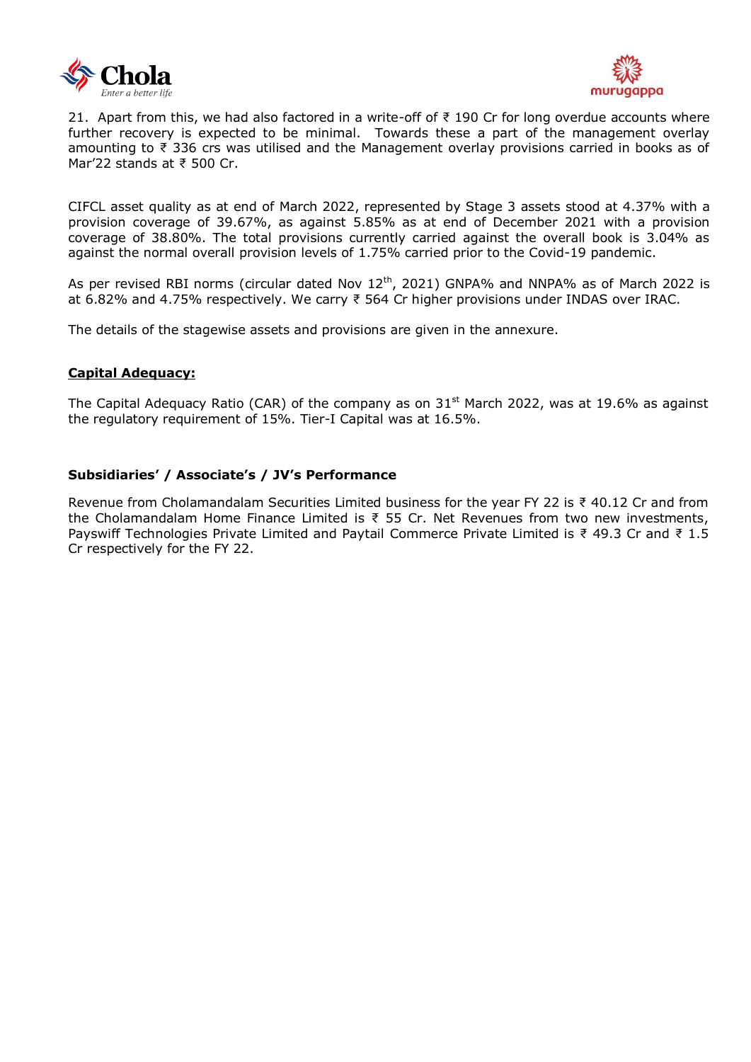21. Apart from this, we had also factored in a write-off of ₹ 190 Cr for long overdue accounts where further recovery is expected to be minimal. Towards these a part of the management overlay amounting to ₹ 336 crs was utilised and the Management overlay provisions carried in books as of Mar'22 stands at ₹ 500 Cr.

CIFCL asset quality as at end of March 2022, represented by Stage 3 assets stood at 4.37% with a provision coverage of 39.67%, as against 5.85% as at end of December 2021 with a provision coverage of 38.80%. The total provisions currently carried against the overall book is 3.04% as against the normal overall provision levels of 1.75% carried prior to the Covid-19 pandemic.

As per revised RBI norms (circular dated Nov 12th, 2021) GNPA% and NNPA% as of March 2022 is at 6.82% and 4.75% respectively. We carry ₹ 564 Cr higher provisions under INDAS over IRAC.

The details of the stagewise assets and provisions are given in the annexure.

## Capital Adequacy:

The Capital Adequacy Ratio (CAR) of the company as on 31st March 2022, was at 19.6% as against the regulatory requirement of 15%. Tier-I Capital was at 16.5%.

## Subsidiaries' / Associate's / JV's Performance

Revenue from Cholamandalam Securities Limited business for the year FY 22 is ₹ 40.12 Cr and from the Cholamandalam Home Finance Limited is ₹ 55 Cr. Net Revenues from two new investments, Payswiff Technologies Private Limited and Paytail Commerce Private Limited is ₹ 49.3 Cr and ₹ 1.5 Cr respectively for the FY 22.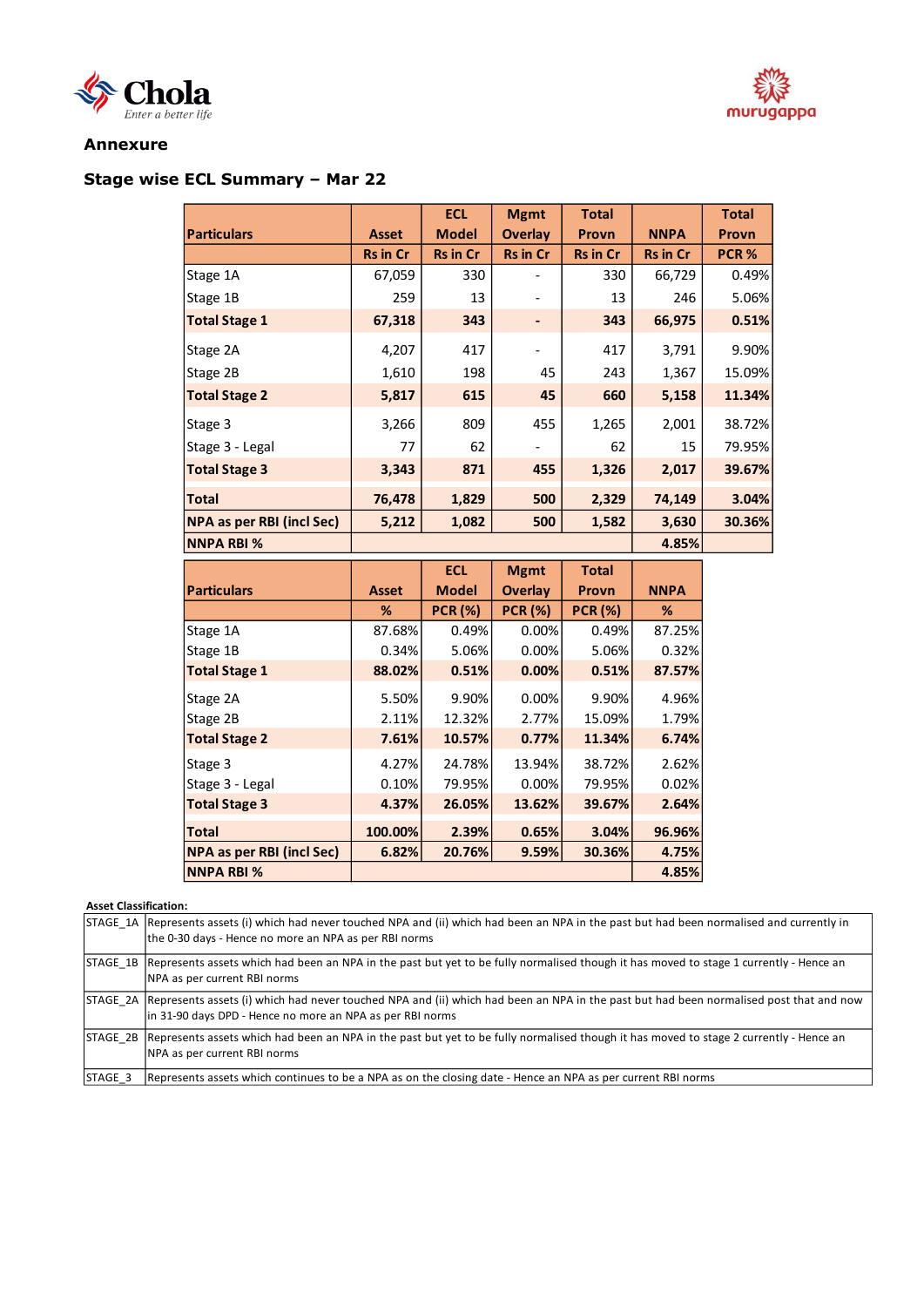## Annexure

### Stage wise ECL Summary – Mar 22

| Particulars | Asset | ECL Model | Mgmt Overlay | Total Provn | NNPA | Total Provn |
|---|---|---|---|---|---|---|
| | Rs in Cr | Rs in Cr | Rs in Cr | Rs in Cr | Rs in Cr | PCR % |
| Stage 1A | 67,059 | 330 | - | 330 | 66,729 | 0.49% |
| Stage 1B | 259 | 13 | - | 13 | 246 | 5.06% |
| **Total Stage 1** | **67,318** | **343** | **-** | **343** | **66,975** | **0.51%** |
| Stage 2A | 4,207 | 417 | - | 417 | 3,791 | 9.90% |
| Stage 2B | 1,610 | 198 | 45 | 243 | 1,367 | 15.09% |
| **Total Stage 2** | **5,817** | **615** | **45** | **660** | **5,158** | **11.34%** |
| Stage 3 | 3,266 | 809 | 455 | 1,265 | 2,001 | 38.72% |
| Stage 3 - Legal | 77 | 62 | - | 62 | 15 | 79.95% |
| **Total Stage 3** | **3,343** | **871** | **455** | **1,326** | **2,017** | **39.67%** |
| **Total** | **76,478** | **1,829** | **500** | **2,329** | **74,149** | **3.04%** |
| **NPA as per RBI (incl Sec)** | **5,212** | **1,082** | **500** | **1,582** | **3,630** | **30.36%** |
| **NNPA RBI %** | | | | | **4.85%** | |

| Particulars | Asset | ECL Model | Mgmt Overlay | Total Provn | NNPA |
|---|---|---|---|---|---|
| | % | PCR (%) | PCR (%) | PCR (%) | % |
| Stage 1A | 87.68% | 0.49% | 0.00% | 0.49% | 87.25% |
| Stage 1B | 0.34% | 5.06% | 0.00% | 5.06% | 0.32% |
| **Total Stage 1** | **88.02%** | **0.51%** | **0.00%** | **0.51%** | **87.57%** |
| Stage 2A | 5.50% | 9.90% | 0.00% | 9.90% | 4.96% |
| Stage 2B | 2.11% | 12.32% | 2.77% | 15.09% | 1.79% |
| **Total Stage 2** | **7.61%** | **10.57%** | **0.77%** | **11.34%** | **6.74%** |
| Stage 3 | 4.27% | 24.78% | 13.94% | 38.72% | 2.62% |
| Stage 3 - Legal | 0.10% | 79.95% | 0.00% | 79.95% | 0.02% |
| **Total Stage 3** | **4.37%** | **26.05%** | **13.62%** | **39.67%** | **2.64%** |
| **Total** | **100.00%** | **2.39%** | **0.65%** | **3.04%** | **96.96%** |
| **NPA as per RBI (incl Sec)** | **6.82%** | **20.76%** | **9.59%** | **30.36%** | **4.75%** |
| **NNPA RBI %** | | | | | **4.85%** |

**Asset Classification:**

| | |
|---|---|
| STAGE_1A | Represents assets (i) which had never touched NPA and (ii) which had been an NPA in the past but had been normalised and currently in the 0-30 days - Hence no more an NPA as per RBI norms |
| STAGE_1B | Represents assets which had been an NPA in the past but yet to be fully normalised though it has moved to stage 1 currently - Hence an NPA as per current RBI norms |
| STAGE_2A | Represents assets (i) which had never touched NPA and (ii) which had been an NPA in the past but had been normalised post that and now in 31-90 days DPD - Hence no more an NPA as per RBI norms |
| STAGE_2B | Represents assets which had been an NPA in the past but yet to be fully normalised though it has moved to stage 2 currently - Hence an NPA as per current RBI norms |
| STAGE_3 | Represents assets which continues to be a NPA as on the closing date - Hence an NPA as per current RBI norms |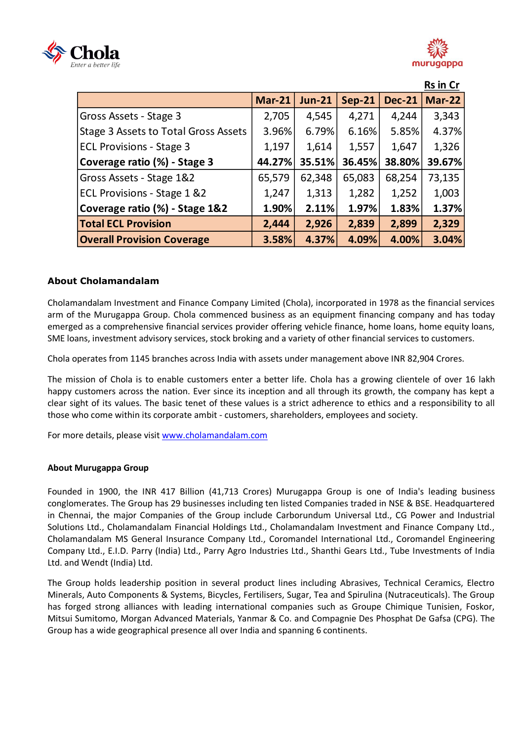Rs in Cr

| | Mar-21 | Jun-21 | Sep-21 | Dec-21 | Mar-22 |
|---|---|---|---|---|---|
| Gross Assets - Stage 3 | 2,705 | 4,545 | 4,271 | 4,244 | 3,343 |
| Stage 3 Assets to Total Gross Assets | 3.96% | 6.79% | 6.16% | 5.85% | 4.37% |
| ECL Provisions - Stage 3 | 1,197 | 1,614 | 1,557 | 1,647 | 1,326 |
| **Coverage ratio (%) - Stage 3** | **44.27%** | **35.51%** | **36.45%** | **38.80%** | **39.67%** |
| Gross Assets - Stage 1&2 | 65,579 | 62,348 | 65,083 | 68,254 | 73,135 |
| ECL Provisions - Stage 1 &2 | 1,247 | 1,313 | 1,282 | 1,252 | 1,003 |
| **Coverage ratio (%) - Stage 1&2** | **1.90%** | **2.11%** | **1.97%** | **1.83%** | **1.37%** |
| **Total ECL Provision** | **2,444** | **2,926** | **2,839** | **2,899** | **2,329** |
| **Overall Provision Coverage** | **3.58%** | **4.37%** | **4.09%** | **4.00%** | **3.04%** |

## About Cholamandalam

Cholamandalam Investment and Finance Company Limited (Chola), incorporated in 1978 as the financial services arm of the Murugappa Group. Chola commenced business as an equipment financing company and has today emerged as a comprehensive financial services provider offering vehicle finance, home loans, home equity loans, SME loans, investment advisory services, stock broking and a variety of other financial services to customers.

Chola operates from 1145 branches across India with assets under management above INR 82,904 Crores.

The mission of Chola is to enable customers enter a better life. Chola has a growing clientele of over 16 lakh happy customers across the nation. Ever since its inception and all through its growth, the company has kept a clear sight of its values. The basic tenet of these values is a strict adherence to ethics and a responsibility to all those who come within its corporate ambit - customers, shareholders, employees and society.

For more details, please visit [www.cholamandalam.com](http://www.cholamandalam.com)

**About Murugappa Group**

Founded in 1900, the INR 417 Billion (41,713 Crores) Murugappa Group is one of India's leading business conglomerates. The Group has 29 businesses including ten listed Companies traded in NSE & BSE. Headquartered in Chennai, the major Companies of the Group include Carborundum Universal Ltd., CG Power and Industrial Solutions Ltd., Cholamandalam Financial Holdings Ltd., Cholamandalam Investment and Finance Company Ltd., Cholamandalam MS General Insurance Company Ltd., Coromandel International Ltd., Coromandel Engineering Company Ltd., E.I.D. Parry (India) Ltd., Parry Agro Industries Ltd., Shanthi Gears Ltd., Tube Investments of India Ltd. and Wendt (India) Ltd.

The Group holds leadership position in several product lines including Abrasives, Technical Ceramics, Electro Minerals, Auto Components & Systems, Bicycles, Fertilisers, Sugar, Tea and Spirulina (Nutraceuticals). The Group has forged strong alliances with leading international companies such as Groupe Chimique Tunisien, Foskor, Mitsui Sumitomo, Morgan Advanced Materials, Yanmar & Co. and Compagnie Des Phosphat De Gafsa (CPG). The Group has a wide geographical presence all over India and spanning 6 continents.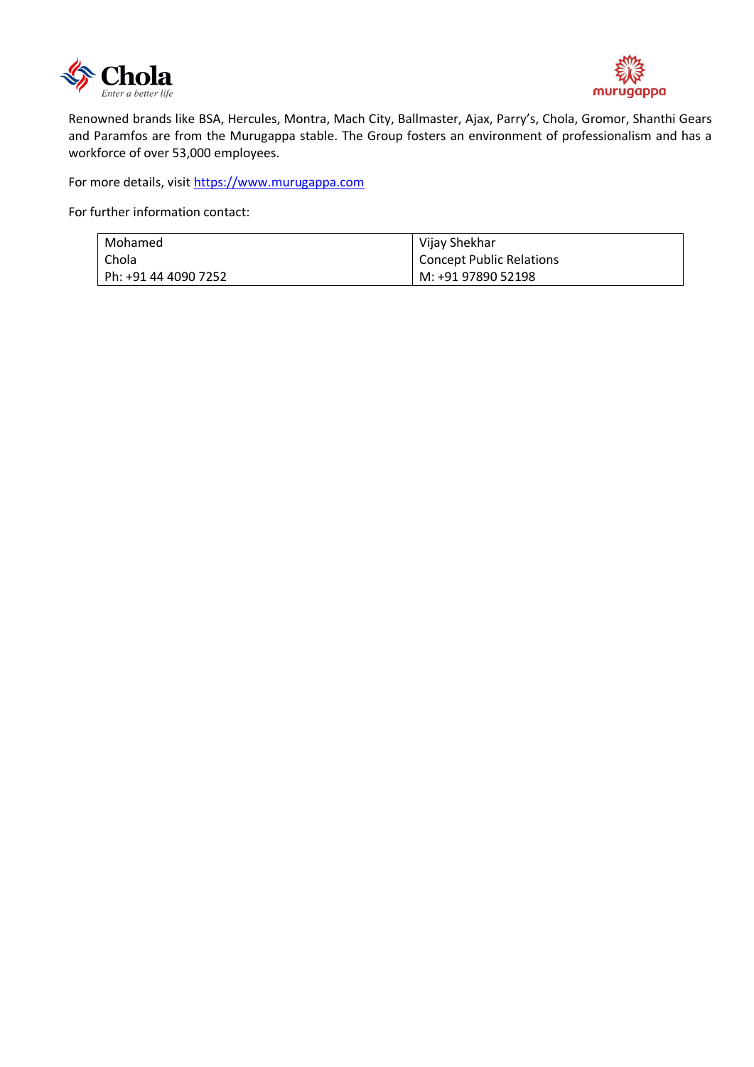Renowned brands like BSA, Hercules, Montra, Mach City, Ballmaster, Ajax, Parry's, Chola, Gromor, Shanthi Gears and Paramfos are from the Murugappa stable. The Group fosters an environment of professionalism and has a workforce of over 53,000 employees.

For more details, visit https://www.murugappa.com

For further information contact:

| | |
|---|---|
| Mohamed<br>Chola<br>Ph: +91 44 4090 7252 | Vijay Shekhar<br>Concept Public Relations<br>M: +91 97890 52198 |